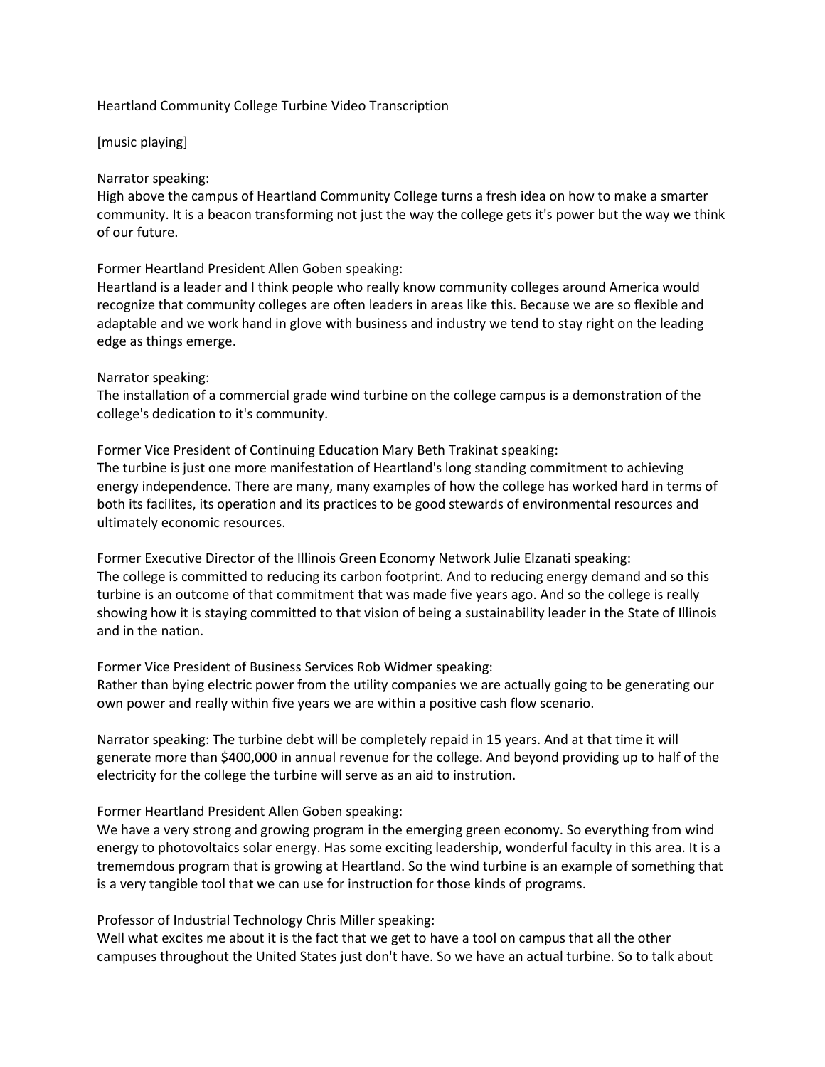# Heartland Community College Turbine Video Transcription

[music playing]

Narrator speaking:
High above the campus of Heartland Community College turns a fresh idea on how to make a smarter community. It is a beacon transforming not just the way the college gets it's power but the way we think of our future.

Former Heartland President Allen Goben speaking:
Heartland is a leader and I think people who really know community colleges around America would recognize that community colleges are often leaders in areas like this. Because we are so flexible and adaptable and we work hand in glove with business and industry we tend to stay right on the leading edge as things emerge.

Narrator speaking:
The installation of a commercial grade wind turbine on the college campus is a demonstration of the college's dedication to it's community.

Former Vice President of Continuing Education Mary Beth Trakinat speaking:
The turbine is just one more manifestation of Heartland's long standing commitment to achieving energy independence. There are many, many examples of how the college has worked hard in terms of both its facilites, its operation and its practices to be good stewards of environmental resources and ultimately economic resources.

Former Executive Director of the Illinois Green Economy Network Julie Elzanati speaking:
The college is committed to reducing its carbon footprint. And to reducing energy demand and so this turbine is an outcome of that commitment that was made five years ago. And so the college is really showing how it is staying committed to that vision of being a sustainability leader in the State of Illinois and in the nation.

Former Vice President of Business Services Rob Widmer speaking:
Rather than bying electric power from the utility companies we are actually going to be generating our own power and really within five years we are within a positive cash flow scenario.

Narrator speaking: The turbine debt will be completely repaid in 15 years. And at that time it will generate more than $400,000 in annual revenue for the college. And beyond providing up to half of the electricity for the college the turbine will serve as an aid to instrution.

Former Heartland President Allen Goben speaking:
We have a very strong and growing program in the emerging green economy. So everything from wind energy to photovoltaics solar energy. Has some exciting leadership, wonderful faculty in this area. It is a trememdous program that is growing at Heartland. So the wind turbine is an example of something that is a very tangible tool that we can use for instruction for those kinds of programs.

Professor of Industrial Technology Chris Miller speaking:
Well what excites me about it is the fact that we get to have a tool on campus that all the other campuses throughout the United States just don't have. So we have an actual turbine. So to talk about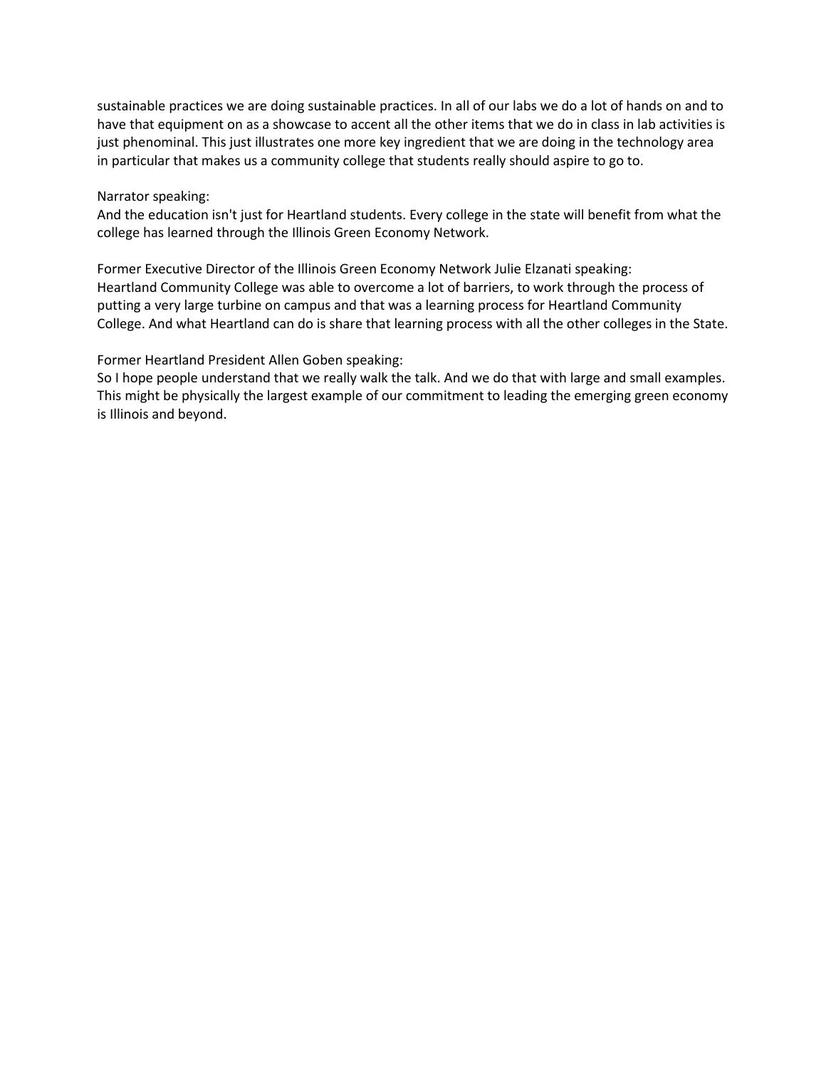sustainable practices we are doing sustainable practices. In all of our labs we do a lot of hands on and to have that equipment on as a showcase to accent all the other items that we do in class in lab activities is just phenominal. This just illustrates one more key ingredient that we are doing in the technology area in particular that makes us a community college that students really should aspire to go to.

Narrator speaking:
And the education isn't just for Heartland students. Every college in the state will benefit from what the college has learned through the Illinois Green Economy Network.

Former Executive Director of the Illinois Green Economy Network Julie Elzanati speaking:
Heartland Community College was able to overcome a lot of barriers, to work through the process of putting a very large turbine on campus and that was a learning process for Heartland Community College. And what Heartland can do is share that learning process with all the other colleges in the State.

Former Heartland President Allen Goben speaking:
So I hope people understand that we really walk the talk. And we do that with large and small examples. This might be physically the largest example of our commitment to leading the emerging green economy is Illinois and beyond.